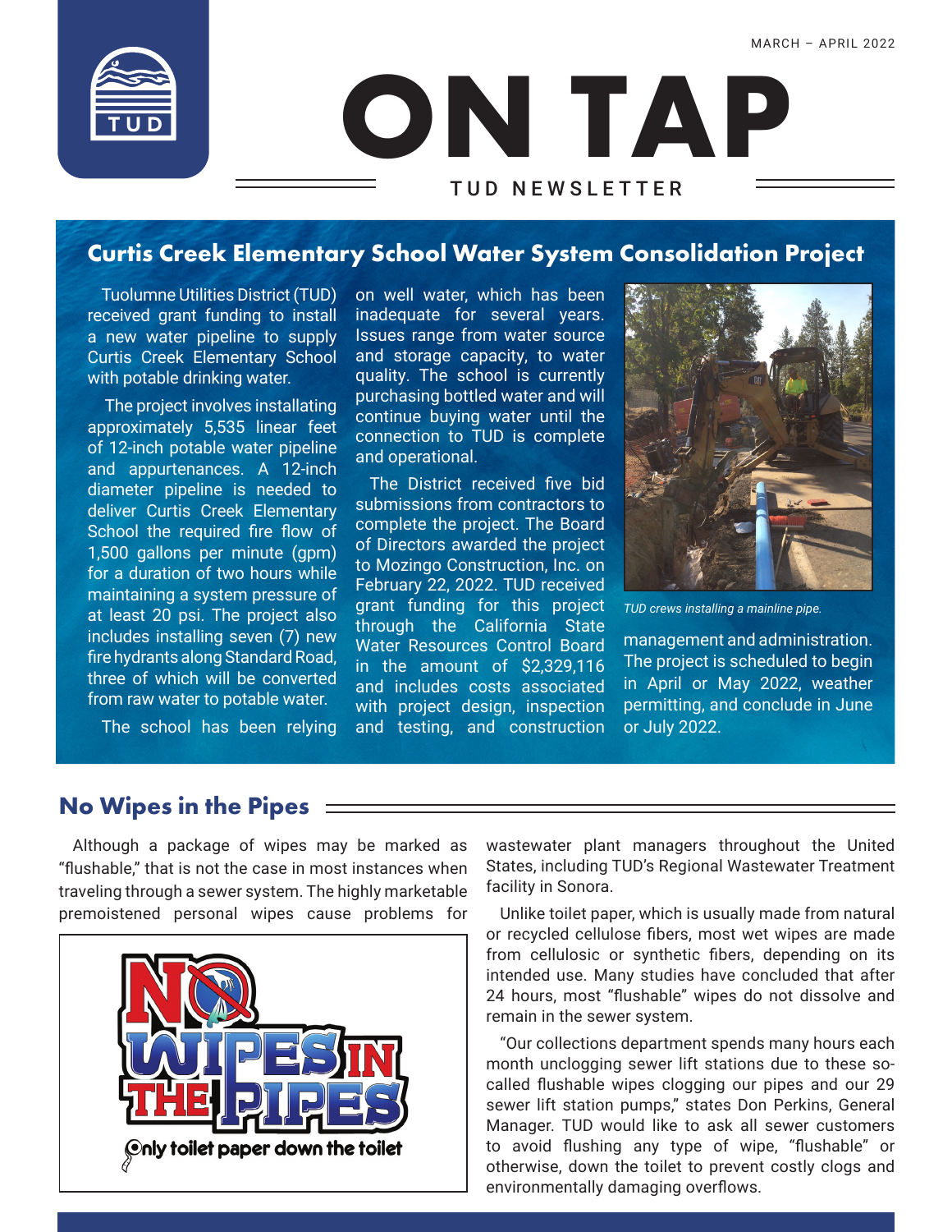MARCH – APRIL 2022

# ON TAP

TUD NEWSLETTER

## Curtis Creek Elementary School Water System Consolidation Project

Tuolumne Utilities District (TUD) received grant funding to install a new water pipeline to supply Curtis Creek Elementary School with potable drinking water.

The project involves installating approximately 5,535 linear feet of 12-inch potable water pipeline and appurtenances. A 12-inch diameter pipeline is needed to deliver Curtis Creek Elementary School the required fire flow of 1,500 gallons per minute (gpm) for a duration of two hours while maintaining a system pressure of at least 20 psi. The project also includes installing seven (7) new fire hydrants along Standard Road, three of which will be converted from raw water to potable water.

The school has been relying on well water, which has been inadequate for several years. Issues range from water source and storage capacity, to water quality. The school is currently purchasing bottled water and will continue buying water until the connection to TUD is complete and operational.

The District received five bid submissions from contractors to complete the project. The Board of Directors awarded the project to Mozingo Construction, Inc. on February 22, 2022. TUD received grant funding for this project through the California State Water Resources Control Board in the amount of $2,329,116 and includes costs associated with project design, inspection and testing, and construction management and administration. The project is scheduled to begin in April or May 2022, weather permitting, and conclude in June or July 2022.

*TUD crews installing a mainline pipe.*

## No Wipes in the Pipes

Although a package of wipes may be marked as "flushable," that is not the case in most instances when traveling through a sewer system. The highly marketable premoistened personal wipes cause problems for wastewater plant managers throughout the United States, including TUD's Regional Wastewater Treatment facility in Sonora.

NO WIPES IN THE PIPES

Only toilet paper down the toilet

Unlike toilet paper, which is usually made from natural or recycled cellulose fibers, most wet wipes are made from cellulosic or synthetic fibers, depending on its intended use. Many studies have concluded that after 24 hours, most "flushable" wipes do not dissolve and remain in the sewer system.

"Our collections department spends many hours each month unclogging sewer lift stations due to these so-called flushable wipes clogging our pipes and our 29 sewer lift station pumps," states Don Perkins, General Manager. TUD would like to ask all sewer customers to avoid flushing any type of wipe, "flushable" or otherwise, down the toilet to prevent costly clogs and environmentally damaging overflows.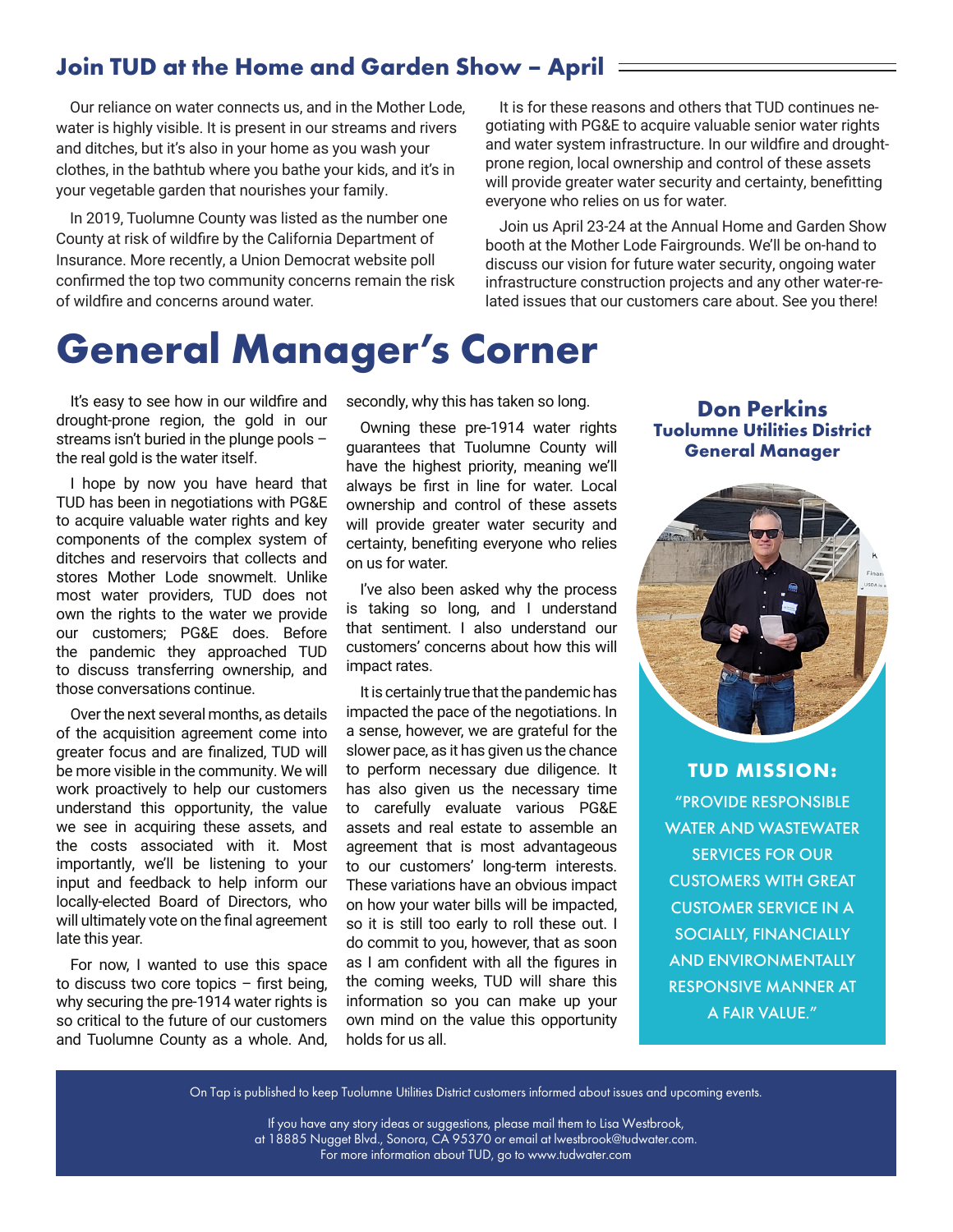## Join TUD at the Home and Garden Show – April

Our reliance on water connects us, and in the Mother Lode, water is highly visible. It is present in our streams and rivers and ditches, but it's also in your home as you wash your clothes, in the bathtub where you bathe your kids, and it's in your vegetable garden that nourishes your family.

In 2019, Tuolumne County was listed as the number one County at risk of wildfire by the California Department of Insurance. More recently, a Union Democrat website poll confirmed the top two community concerns remain the risk of wildfire and concerns around water.

It is for these reasons and others that TUD continues negotiating with PG&E to acquire valuable senior water rights and water system infrastructure. In our wildfire and drought-prone region, local ownership and control of these assets will provide greater water security and certainty, benefitting everyone who relies on us for water.

Join us April 23-24 at the Annual Home and Garden Show booth at the Mother Lode Fairgrounds. We'll be on-hand to discuss our vision for future water security, ongoing water infrastructure construction projects and any other water-related issues that our customers care about. See you there!

# General Manager's Corner

It's easy to see how in our wildfire and drought-prone region, the gold in our streams isn't buried in the plunge pools – the real gold is the water itself.

I hope by now you have heard that TUD has been in negotiations with PG&E to acquire valuable water rights and key components of the complex system of ditches and reservoirs that collects and stores Mother Lode snowmelt. Unlike most water providers, TUD does not own the rights to the water we provide our customers; PG&E does. Before the pandemic they approached TUD to discuss transferring ownership, and those conversations continue.

Over the next several months, as details of the acquisition agreement come into greater focus and are finalized, TUD will be more visible in the community. We will work proactively to help our customers understand this opportunity, the value we see in acquiring these assets, and the costs associated with it. Most importantly, we'll be listening to your input and feedback to help inform our locally-elected Board of Directors, who will ultimately vote on the final agreement late this year.

For now, I wanted to use this space to discuss two core topics – first being, why securing the pre-1914 water rights is so critical to the future of our customers and Tuolumne County as a whole. And, secondly, why this has taken so long.

Owning these pre-1914 water rights guarantees that Tuolumne County will have the highest priority, meaning we'll always be first in line for water. Local ownership and control of these assets will provide greater water security and certainty, benefiting everyone who relies on us for water.

I've also been asked why the process is taking so long, and I understand that sentiment. I also understand our customers' concerns about how this will impact rates.

It is certainly true that the pandemic has impacted the pace of the negotiations. In a sense, however, we are grateful for the slower pace, as it has given us the chance to perform necessary due diligence. It has also given us the necessary time to carefully evaluate various PG&E assets and real estate to assemble an agreement that is most advantageous to our customers' long-term interests. These variations have an obvious impact on how your water bills will be impacted, so it is still too early to roll these out. I do commit to you, however, that as soon as I am confident with all the figures in the coming weeks, TUD will share this information so you can make up your own mind on the value this opportunity holds for us all.

**Don Perkins**
**Tuolumne Utilities District General Manager**

**TUD MISSION:**

"PROVIDE RESPONSIBLE WATER AND WASTEWATER SERVICES FOR OUR CUSTOMERS WITH GREAT CUSTOMER SERVICE IN A SOCIALLY, FINANCIALLY AND ENVIRONMENTALLY RESPONSIVE MANNER AT A FAIR VALUE."

On Tap is published to keep Tuolumne Utilities District customers informed about issues and upcoming events.

If you have any story ideas or suggestions, please mail them to Lisa Westbrook, at 18885 Nugget Blvd., Sonora, CA 95370 or email at lwestbrook@tudwater.com.
For more information about TUD, go to www.tudwater.com